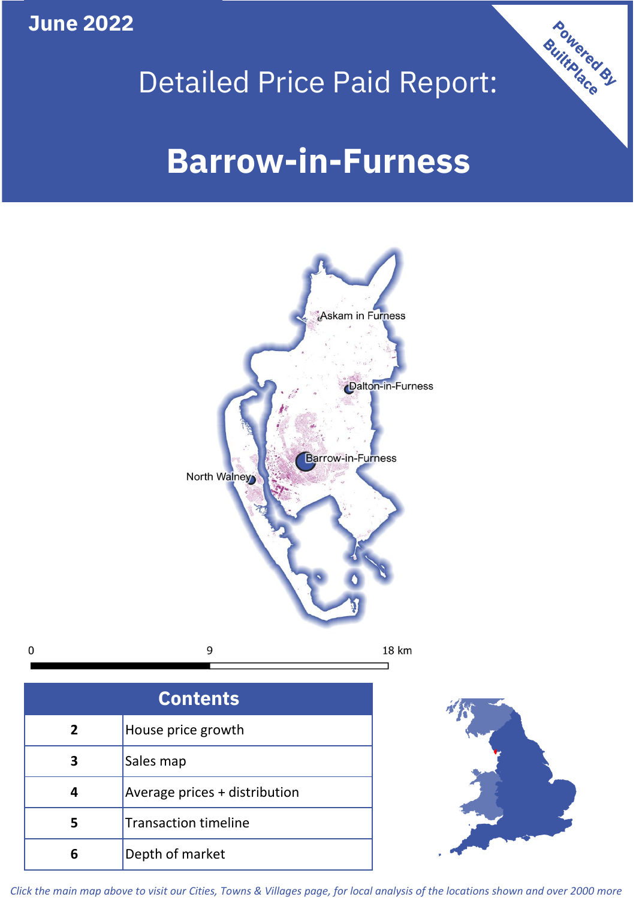**June 2022**

# Detailed Price Paid Report:

# Barrow-in-Furness

Powered By BuiltPlace

Askam in Furness

Dalton-in-Furness

Barrow-in-Furness

North Walney

0 9 18 km

| Contents | |
|---|---|
| 2 | House price growth |
| 3 | Sales map |
| 4 | Average prices + distribution |
| 5 | Transaction timeline |
| 6 | Depth of market |

*Click the main map above to visit our Cities, Towns & Villages page, for local analysis of the locations shown and over 2000 more*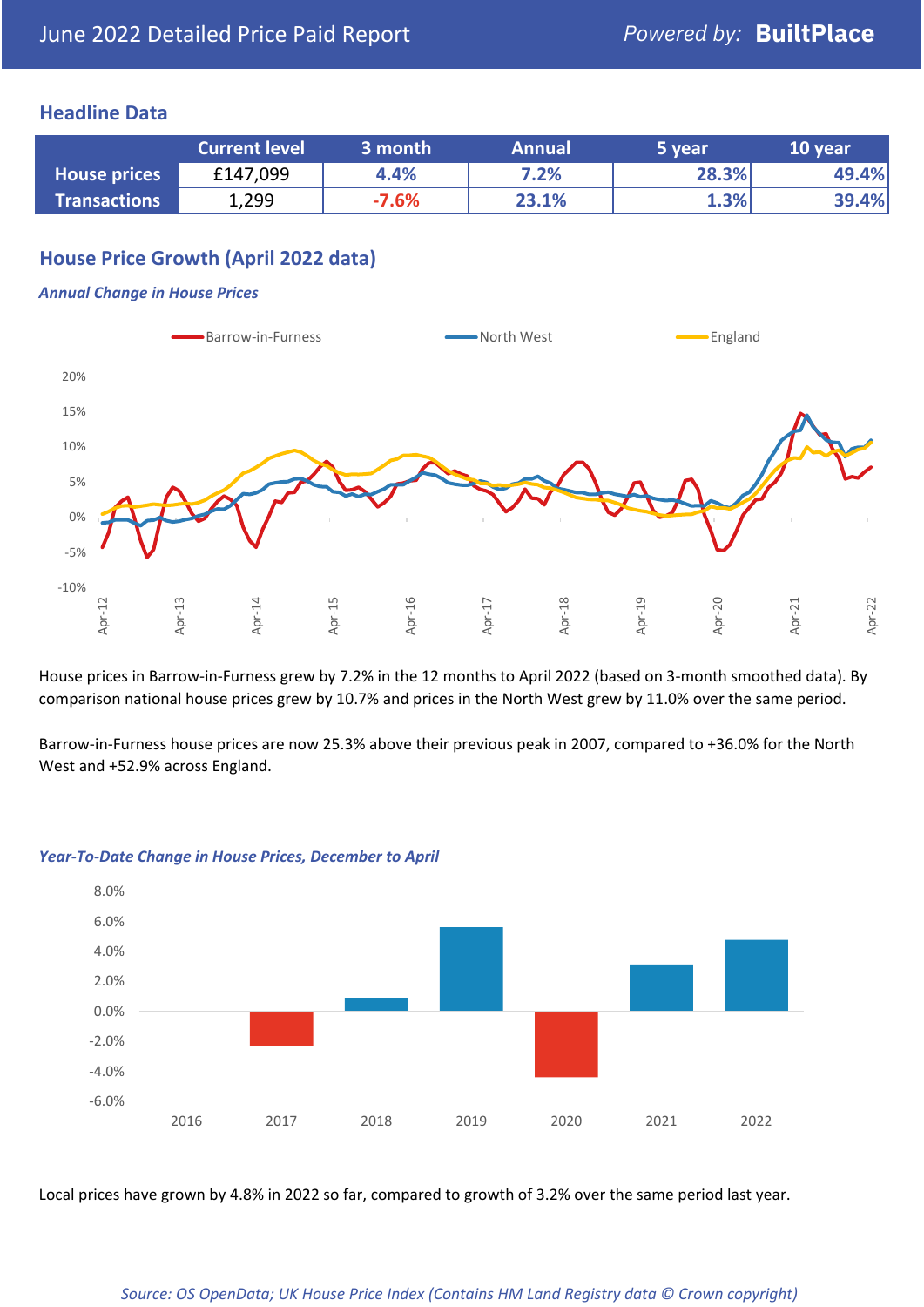June 2022 Detailed Price Paid Report

Powered by: **BuiltPlace**

## Headline Data

| | Current level | 3 month | Annual | 5 year | 10 year |
|---|---|---|---|---|---|
| **House prices** | £147,099 | 4.4% | 7.2% | 28.3% | 49.4% |
| **Transactions** | 1,299 | -7.6% | 23.1% | 1.3% | 39.4% |

## House Price Growth (April 2022 data)

### *Annual Change in House Prices*

House prices in Barrow-in-Furness grew by 7.2% in the 12 months to April 2022 (based on 3-month smoothed data). By comparison national house prices grew by 10.7% and prices in the North West grew by 11.0% over the same period.

Barrow-in-Furness house prices are now 25.3% above their previous peak in 2007, compared to +36.0% for the North West and +52.9% across England.

### *Year-To-Date Change in House Prices, December to April*

Local prices have grown by 4.8% in 2022 so far, compared to growth of 3.2% over the same period last year.

*Source: OS OpenData; UK House Price Index (Contains HM Land Registry data © Crown copyright)*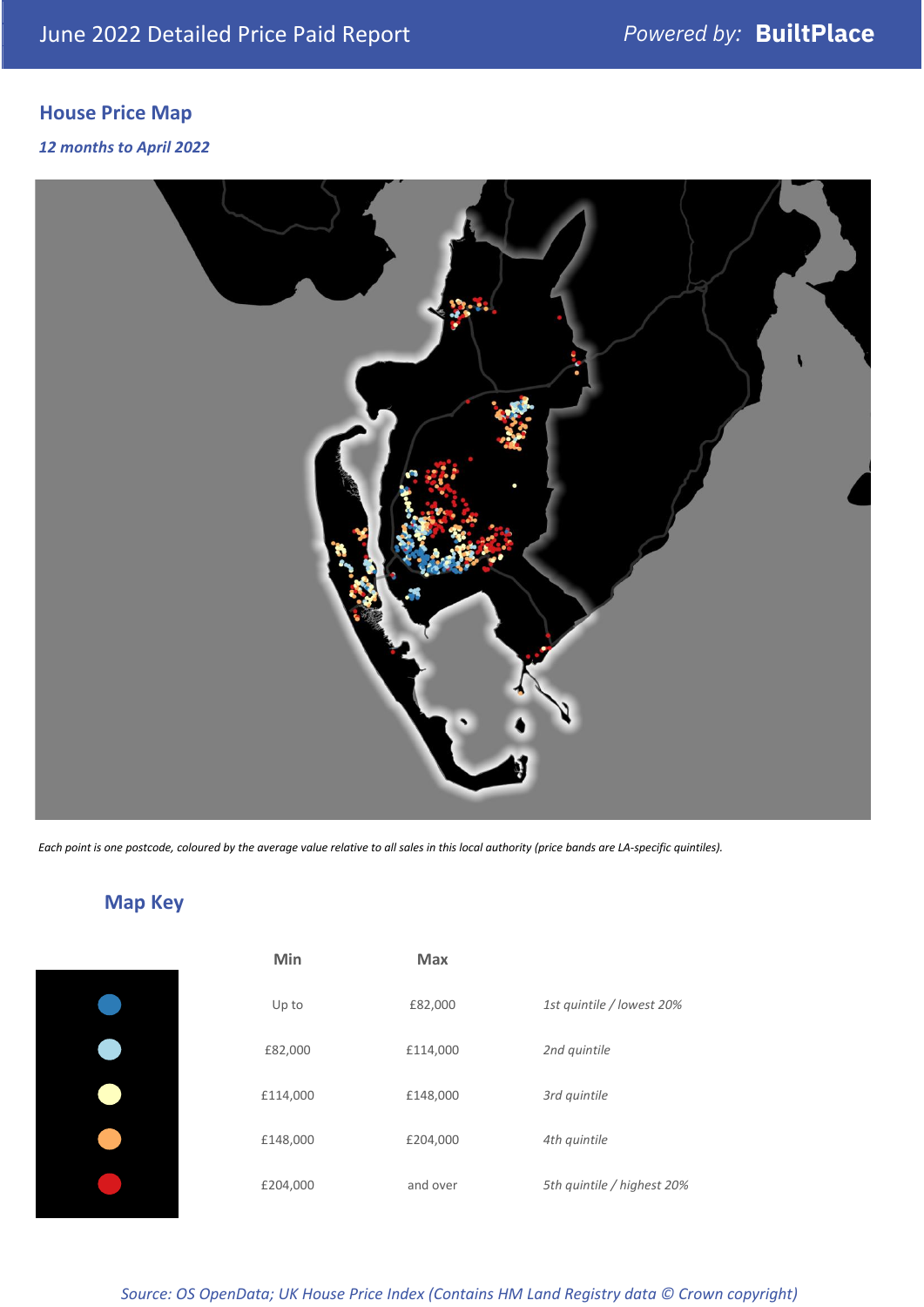## House Price Map

*12 months to April 2022*

*Each point is one postcode, coloured by the average value relative to all sales in this local authority (price bands are LA-specific quintiles).*

## Map Key

| | Min | Max | |
|---|---|---|---|
| | Up to | £82,000 | *1st quintile / lowest 20%* |
| | £82,000 | £114,000 | *2nd quintile* |
| | £114,000 | £148,000 | *3rd quintile* |
| | £148,000 | £204,000 | *4th quintile* |
| | £204,000 | and over | *5th quintile / highest 20%* |

*Source: OS OpenData; UK House Price Index (Contains HM Land Registry data © Crown copyright)*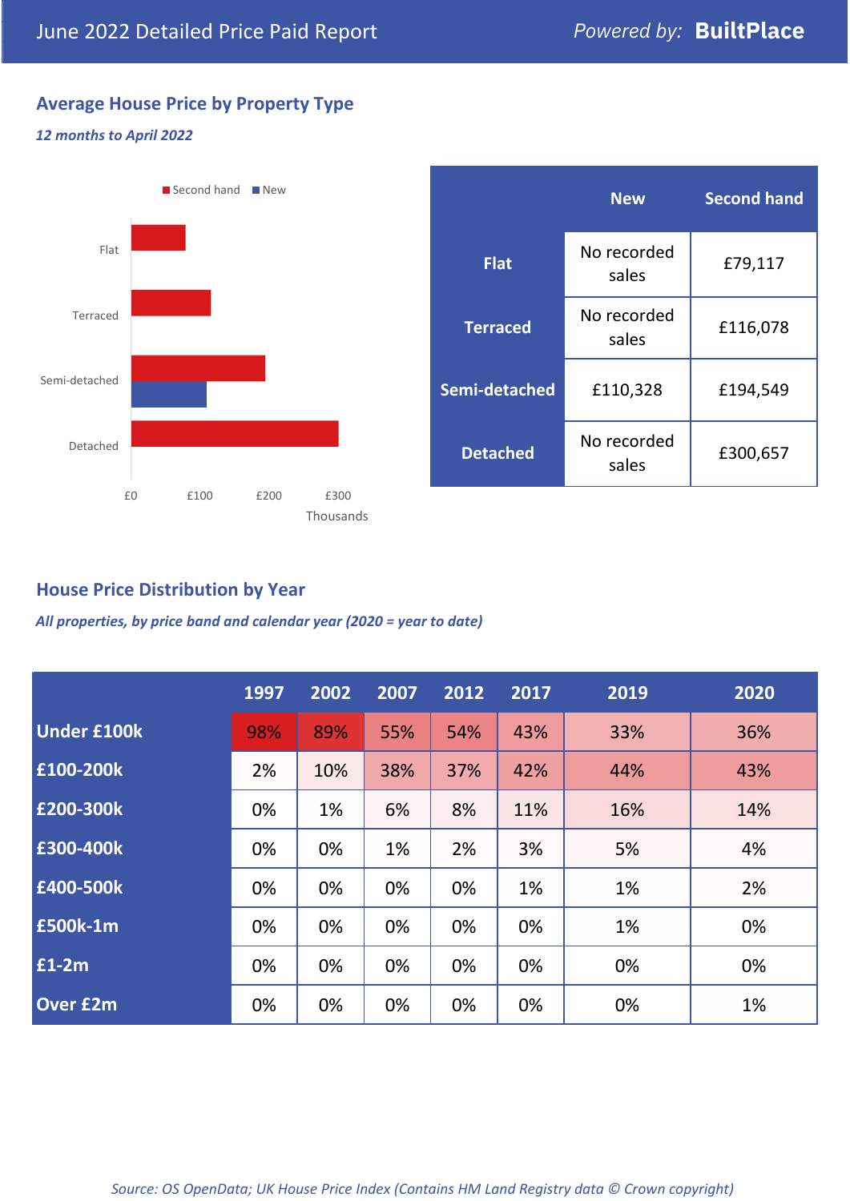June 2022 Detailed Price Paid Report — Powered by: **BuiltPlace**

## Average House Price by Property Type

*12 months to April 2022*

| | New | Second hand |
|---|---|---|
| **Flat** | No recorded sales | £79,117 |
| **Terraced** | No recorded sales | £116,078 |
| **Semi-detached** | £110,328 | £194,549 |
| **Detached** | No recorded sales | £300,657 |

## House Price Distribution by Year

*All properties, by price band and calendar year (2020 = year to date)*

| | 1997 | 2002 | 2007 | 2012 | 2017 | 2019 | 2020 |
|---|---|---|---|---|---|---|---|
| **Under £100k** | 98% | 89% | 55% | 54% | 43% | 33% | 36% |
| **£100-200k** | 2% | 10% | 38% | 37% | 42% | 44% | 43% |
| **£200-300k** | 0% | 1% | 6% | 8% | 11% | 16% | 14% |
| **£300-400k** | 0% | 0% | 1% | 2% | 3% | 5% | 4% |
| **£400-500k** | 0% | 0% | 0% | 0% | 1% | 1% | 2% |
| **£500k-1m** | 0% | 0% | 0% | 0% | 0% | 1% | 0% |
| **£1-2m** | 0% | 0% | 0% | 0% | 0% | 0% | 0% |
| **Over £2m** | 0% | 0% | 0% | 0% | 0% | 0% | 1% |

*Source: OS OpenData; UK House Price Index (Contains HM Land Registry data © Crown copyright)*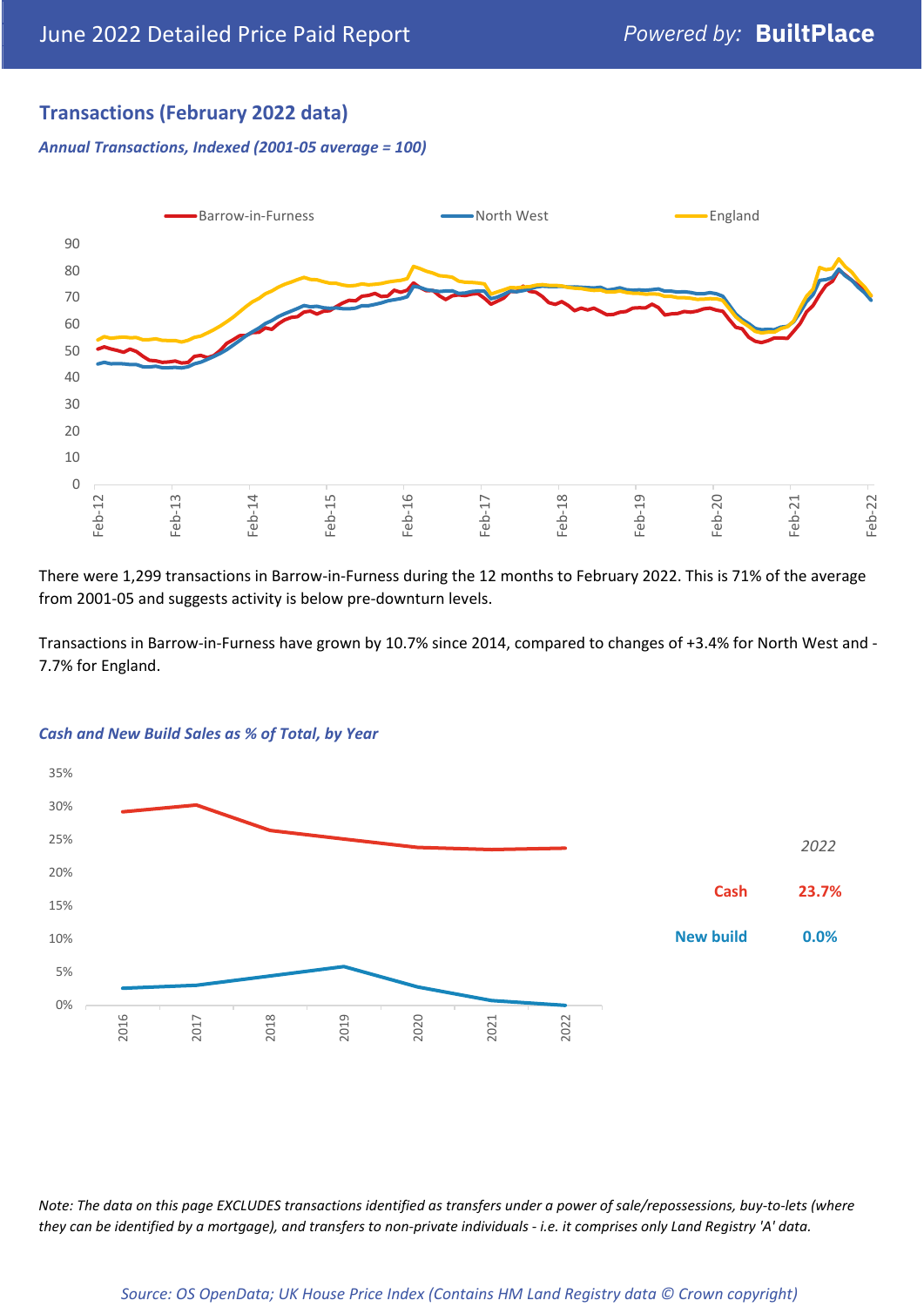June 2022 Detailed Price Paid Report

## Transactions (February 2022 data)

*Annual Transactions, Indexed (2001-05 average = 100)*

There were 1,299 transactions in Barrow-in-Furness during the 12 months to February 2022. This is 71% of the average from 2001-05 and suggests activity is below pre-downturn levels.

Transactions in Barrow-in-Furness have grown by 10.7% since 2014, compared to changes of +3.4% for North West and -7.7% for England.

*Cash and New Build Sales as % of Total, by Year*

*2022*

| | |
|---|---|
| Cash | 23.7% |
| New build | 0.0% |

*Note: The data on this page EXCLUDES transactions identified as transfers under a power of sale/repossessions, buy-to-lets (where they can be identified by a mortgage), and transfers to non-private individuals - i.e. it comprises only Land Registry 'A' data.*

*Source: OS OpenData; UK House Price Index (Contains HM Land Registry data © Crown copyright)*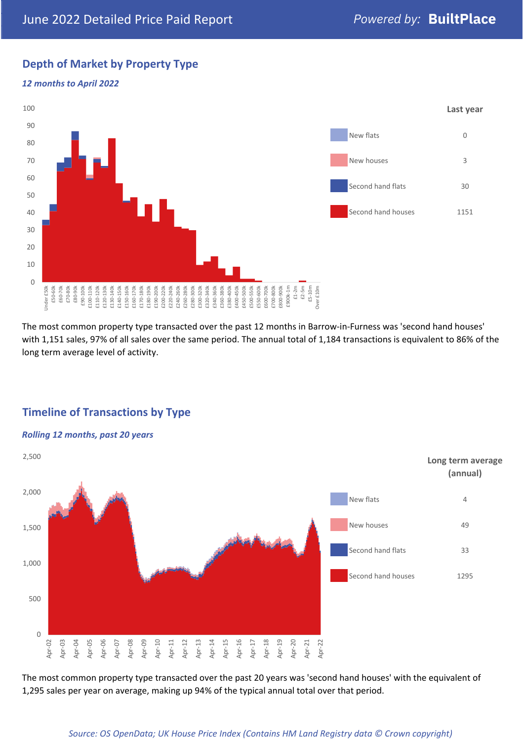## Depth of Market by Property Type

*12 months to April 2022*

100
90
80
70
60
50
40
30
20
10
0

Under £50k, £50-60k, £60-70k, £70-80k, £80-90k, £90-100k, £100-110k, £110-120k, £120-130k, £130-140k, £140-150k, £150-160k, £160-170k, £170-180k, £180-190k, £190-200k, £200-220k, £220-240k, £240-260k, £260-280k, £280-300k, £300-320k, £320-340k, £340-360k, £360-380k, £380-400k, £400-450k, £450-500k, £500-550k, £550-600k, £600-700k, £700-800k, £800-900k, £900k-1m, £1-2m, £2-5m, £5-10m, Over £10m

Last year

New flats 0
New houses 3
Second hand flats 30
Second hand houses 1151

The most common property type transacted over the past 12 months in Barrow-in-Furness was 'second hand houses' with 1,151 sales, 97% of all sales over the same period. The annual total of 1,184 transactions is equivalent to 86% of the long term average level of activity.

## Timeline of Transactions by Type

*Rolling 12 months, past 20 years*

2,500
2,000
1,500
1,000
500
0

Apr-02, Apr-03, Apr-04, Apr-05, Apr-06, Apr-07, Apr-08, Apr-09, Apr-10, Apr-11, Apr-12, Apr-13, Apr-14, Apr-15, Apr-16, Apr-17, Apr-18, Apr-19, Apr-20, Apr-21, Apr-22

Long term average (annual)

New flats 4
New houses 49
Second hand flats 33
Second hand houses 1295

The most common property type transacted over the past 20 years was 'second hand houses' with the equivalent of 1,295 sales per year on average, making up 94% of the typical annual total over that period.

*Source: OS OpenData; UK House Price Index (Contains HM Land Registry data © Crown copyright)*